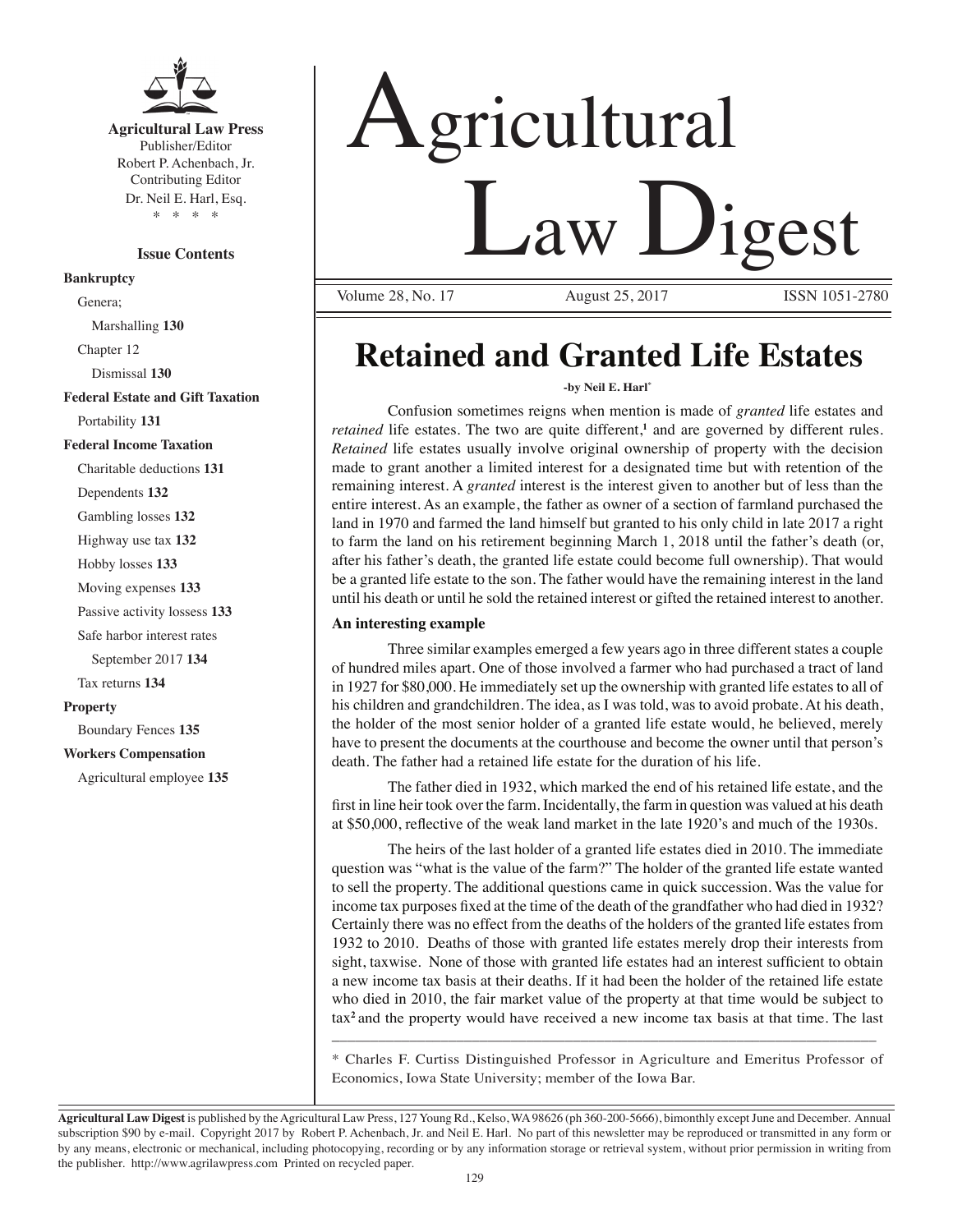**Agricultural Law Press**
Publisher/Editor
Robert P. Achenbach, Jr.
Contributing Editor
Dr. Neil E. Harl, Esq.
\* \* \* \*

**Issue Contents**

**Bankruptcy**
- Genera;
  - Marshalling **130**
- Chapter 12
  - Dismissal **130**

**Federal Estate and Gift Taxation**
- Portability **131**

**Federal Income Taxation**
- Charitable deductions **131**
- Dependents **132**
- Gambling losses **132**
- Highway use tax **132**
- Hobby losses **133**
- Moving expenses **133**
- Passive activity lossess **133**
- Safe harbor interest rates
  - September 2017 **134**
- Tax returns **134**

**Property**
- Boundary Fences **135**

**Workers Compensation**
- Agricultural employee **135**

# Agricultural Law Digest

Volume 28, No. 17 August 25, 2017 ISSN 1051-2780

## Retained and Granted Life Estates

**-by Neil E. Harl\***

Confusion sometimes reigns when mention is made of *granted* life estates and *retained* life estates. The two are quite different,[1] and are governed by different rules. *Retained* life estates usually involve original ownership of property with the decision made to grant another a limited interest for a designated time but with retention of the remaining interest. A *granted* interest is the interest given to another but of less than the entire interest. As an example, the father as owner of a section of farmland purchased the land in 1970 and farmed the land himself but granted to his only child in late 2017 a right to farm the land on his retirement beginning March 1, 2018 until the father's death (or, after his father's death, the granted life estate could become full ownership). That would be a granted life estate to the son. The father would have the remaining interest in the land until his death or until he sold the retained interest or gifted the retained interest to another.

**An interesting example**

Three similar examples emerged a few years ago in three different states a couple of hundred miles apart. One of those involved a farmer who had purchased a tract of land in 1927 for $80,000. He immediately set up the ownership with granted life estates to all of his children and grandchildren. The idea, as I was told, was to avoid probate. At his death, the holder of the most senior holder of a granted life estate would, he believed, merely have to present the documents at the courthouse and become the owner until that person's death. The father had a retained life estate for the duration of his life.

The father died in 1932, which marked the end of his retained life estate, and the first in line heir took over the farm. Incidentally, the farm in question was valued at his death at $50,000, reflective of the weak land market in the late 1920's and much of the 1930s.

The heirs of the last holder of a granted life estates died in 2010. The immediate question was "what is the value of the farm?" The holder of the granted life estate wanted to sell the property. The additional questions came in quick succession. Was the value for income tax purposes fixed at the time of the death of the grandfather who had died in 1932? Certainly there was no effect from the deaths of the holders of the granted life estates from 1932 to 2010. Deaths of those with granted life estates merely drop their interests from sight, taxwise. None of those with granted life estates had an interest sufficient to obtain a new income tax basis at their deaths. If it had been the holder of the retained life estate who died in 2010, the fair market value of the property at that time would be subject to tax[2] and the property would have received a new income tax basis at that time. The last

\* Charles F. Curtiss Distinguished Professor in Agriculture and Emeritus Professor of Economics, Iowa State University; member of the Iowa Bar.

**Agricultural Law Digest** is published by the Agricultural Law Press, 127 Young Rd., Kelso, WA 98626 (ph 360-200-5666), bimonthly except June and December. Annual subscription $90 by e-mail. Copyright 2017 by Robert P. Achenbach, Jr. and Neil E. Harl. No part of this newsletter may be reproduced or transmitted in any form or by any means, electronic or mechanical, including photocopying, recording or by any information storage or retrieval system, without prior permission in writing from the publisher. http://www.agrilawpress.com Printed on recycled paper.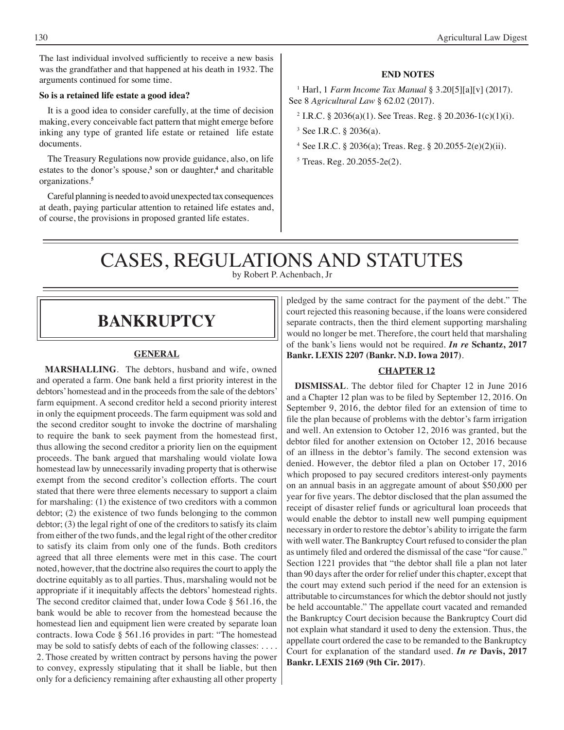The last individual involved sufficiently to receive a new basis was the grandfather and that happened at his death in 1932. The arguments continued for some time.

**So is a retained life estate a good idea?**

It is a good idea to consider carefully, at the time of decision making, every conceivable fact pattern that might emerge before inking any type of granted life estate or retained life estate documents.

The Treasury Regulations now provide guidance, also, on life estates to the donor's spouse,[3] son or daughter,[4] and charitable organizations.[5]

Careful planning is needed to avoid unexpected tax consequences at death, paying particular attention to retained life estates and, of course, the provisions in proposed granted life estates.

#### END NOTES

[1] Harl, 1 *Farm Income Tax Manual* § 3.20[5][a][v] (2017). See 8 *Agricultural Law* § 62.02 (2017).

[2] I.R.C. § 2036(a)(1). See Treas. Reg. § 20.2036-1(c)(1)(i).

[3] See I.R.C. § 2036(a).

[4] See I.R.C. § 2036(a); Treas. Reg. § 20.2055-2(e)(2)(ii).

[5] Treas. Reg. 20.2055-2e(2).

# CASES, REGULATIONS AND STATUTES

by Robert P. Achenbach, Jr

## BANKRUPTCY

### GENERAL

**MARSHALLING**. The debtors, husband and wife, owned and operated a farm. One bank held a first priority interest in the debtors' homestead and in the proceeds from the sale of the debtors' farm equipment. A second creditor held a second priority interest in only the equipment proceeds. The farm equipment was sold and the second creditor sought to invoke the doctrine of marshaling to require the bank to seek payment from the homestead first, thus allowing the second creditor a priority lien on the equipment proceeds. The bank argued that marshaling would violate Iowa homestead law by unnecessarily invading property that is otherwise exempt from the second creditor's collection efforts. The court stated that there were three elements necessary to support a claim for marshaling: (1) the existence of two creditors with a common debtor; (2) the existence of two funds belonging to the common debtor; (3) the legal right of one of the creditors to satisfy its claim from either of the two funds, and the legal right of the other creditor to satisfy its claim from only one of the funds. Both creditors agreed that all three elements were met in this case. The court noted, however, that the doctrine also requires the court to apply the doctrine equitably as to all parties. Thus, marshaling would not be appropriate if it inequitably affects the debtors' homestead rights. The second creditor claimed that, under Iowa Code § 561.16, the bank would be able to recover from the homestead because the homestead lien and equipment lien were created by separate loan contracts. Iowa Code § 561.16 provides in part: "The homestead may be sold to satisfy debts of each of the following classes: . . . . 2. Those created by written contract by persons having the power to convey, expressly stipulating that it shall be liable, but then only for a deficiency remaining after exhausting all other property pledged by the same contract for the payment of the debt." The court rejected this reasoning because, if the loans were considered separate contracts, then the third element supporting marshaling would no longer be met. Therefore, the court held that marshaling of the bank's liens would not be required. ***In re* Schantz, 2017 Bankr. LEXIS 2207 (Bankr. N.D. Iowa 2017)**.

### CHAPTER 12

**DISMISSAL**. The debtor filed for Chapter 12 in June 2016 and a Chapter 12 plan was to be filed by September 12, 2016. On September 9, 2016, the debtor filed for an extension of time to file the plan because of problems with the debtor's farm irrigation and well. An extension to October 12, 2016 was granted, but the debtor filed for another extension on October 12, 2016 because of an illness in the debtor's family. The second extension was denied. However, the debtor filed a plan on October 17, 2016 which proposed to pay secured creditors interest-only payments on an annual basis in an aggregate amount of about $50,000 per year for five years. The debtor disclosed that the plan assumed the receipt of disaster relief funds or agricultural loan proceeds that would enable the debtor to install new well pumping equipment necessary in order to restore the debtor's ability to irrigate the farm with well water. The Bankruptcy Court refused to consider the plan as untimely filed and ordered the dismissal of the case "for cause." Section 1221 provides that "the debtor shall file a plan not later than 90 days after the order for relief under this chapter, except that the court may extend such period if the need for an extension is attributable to circumstances for which the debtor should not justly be held accountable." The appellate court vacated and remanded the Bankruptcy Court decision because the Bankruptcy Court did not explain what standard it used to deny the extension. Thus, the appellate court ordered the case to be remanded to the Bankruptcy Court for explanation of the standard used. ***In re* Davis, 2017 Bankr. LEXIS 2169 (9th Cir. 2017)**.